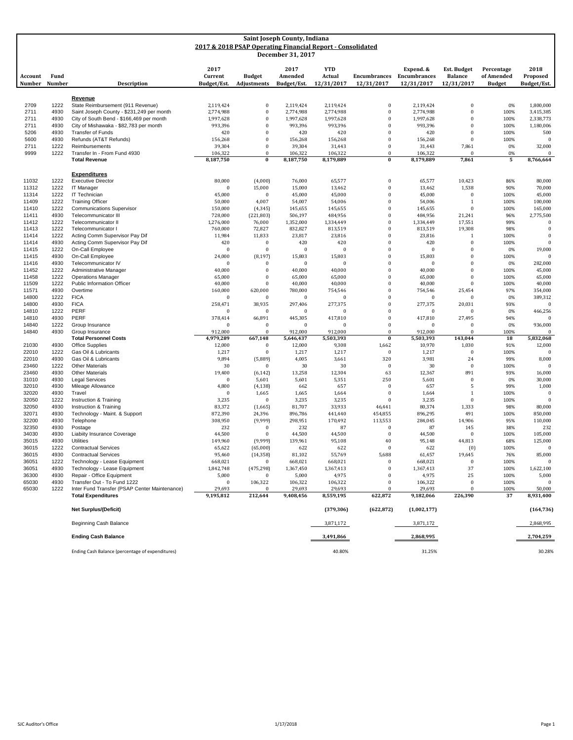# Saint Joseph County, Indiana
## 2017 & 2018 PSAP Operating Financial Report - Consolidated
### December 31, 2017

| Account Number | Fund Number | Description | 2017 Current Budget/Est. | Budget Adjustments | 2017 Amended Budget/Est. | YTD Actual 12/31/2017 | Encumbrances 12/31/2017 | Expend. & Encumbrances 12/31/2017 | Est. Budget Balance 12/31/2017 | Percentage of Amended Budget | 2018 Proposed Budget/Est. |
|---|---|---|---|---|---|---|---|---|---|---|---|
| | | **Revenue** | | | | | | | | | |
| 2709 | 1222 | State Reimbursement (911 Revenue) | 2,119,424 | 0 | 2,119,424 | 2,119,424 | 0 | 2,119,424 | 0 | 0% | 1,800,000 |
| 2711 | 4930 | Saint Joseph County - $231,249 per month | 2,774,988 | 0 | 2,774,988 | 2,774,988 | 0 | 2,774,988 | 0 | 100% | 3,415,385 |
| 2711 | 4930 | City of South Bend - $166,469 per month | 1,997,628 | 0 | 1,997,628 | 1,997,628 | 0 | 1,997,628 | 0 | 100% | 2,338,773 |
| 2711 | 4930 | City of Mishawaka - $82,783 per month | 993,396 | 0 | 993,396 | 993,396 | 0 | 993,396 | 0 | 100% | 1,180,006 |
| 5206 | 4930 | Transfer of Funds | 420 | 0 | 420 | 420 | 0 | 420 | 0 | 100% | 500 |
| 5600 | 4930 | Refunds (AT&T Refunds) | 156,268 | 0 | 156,268 | 156,268 | 0 | 156,268 | 0 | 100% | 0 |
| 2711 | 1222 | Reimbursements | 39,304 | 0 | 39,304 | 31,443 | 0 | 31,443 | 7,861 | 0% | 32,000 |
| 9999 | 1222 | Transfer In - From Fund 4930 | 106,322 | 0 | 106,322 | 106,322 | 0 | 106,322 | 0 | 0% | 0 |
| | | **Total Revenue** | **8,187,750** | **0** | **8,187,750** | **8,179,889** | **0** | **8,179,889** | **7,861** | **5** | **8,766,664** |
| | | **Expenditures** | | | | | | | | | |
| 11032 | 1222 | Executive Director | 80,000 | (4,000) | 76,000 | 65,577 | 0 | 65,577 | 10,423 | 86% | 80,000 |
| 11312 | 1222 | IT Manager | 0 | 15,000 | 15,000 | 13,462 | 0 | 13,462 | 1,538 | 90% | 70,000 |
| 11314 | 1222 | IT Technician | 45,000 | 0 | 45,000 | 45,000 | 0 | 45,000 | 0 | 100% | 45,000 |
| 11409 | 1222 | Training Officer | 50,000 | 4,007 | 54,007 | 54,006 | 0 | 54,006 | 1 | 100% | 100,000 |
| 11410 | 1222 | Communications Supervisor | 150,000 | (4,345) | 145,655 | 145,655 | 0 | 145,655 | 0 | 100% | 165,000 |
| 11411 | 4930 | Telecommunicator III | 728,000 | (221,803) | 506,197 | 484,956 | 0 | 484,956 | 21,241 | 96% | 2,775,500 |
| 11412 | 1222 | Telecommunicator II | 1,276,000 | 76,000 | 1,352,000 | 1,334,449 | 0 | 1,334,449 | 17,551 | 99% | 0 |
| 11413 | 1222 | Telecommunicator I | 760,000 | 72,827 | 832,827 | 813,519 | 0 | 813,519 | 19,308 | 98% | 0 |
| 11414 | 1222 | Acting Comm Supervisor Pay Dif | 11,984 | 11,833 | 23,817 | 23,816 | 0 | 23,816 | 1 | 100% | 0 |
| 11414 | 4930 | Acting Comm Supervisor Pay Dif | 420 | 0 | 420 | 420 | 0 | 420 | 0 | 100% | 0 |
| 11415 | 1222 | On-Call Employee | 0 | 0 | 0 | 0 | 0 | 0 | 0 | 0% | 19,000 |
| 11415 | 4930 | On-Call Employee | 24,000 | (8,197) | 15,803 | 15,803 | 0 | 15,803 | 0 | 100% | 0 |
| 11416 | 4930 | Telecommunicator IV | 0 | 0 | 0 | 0 | 0 | 0 | 0 | 0% | 282,000 |
| 11452 | 1222 | Administrative Manager | 40,000 | 0 | 40,000 | 40,000 | 0 | 40,000 | 0 | 100% | 45,000 |
| 11458 | 1222 | Operations Manager | 65,000 | 0 | 65,000 | 65,000 | 0 | 65,000 | 0 | 100% | 65,000 |
| 11509 | 1222 | Public Information Officer | 40,000 | 0 | 40,000 | 40,000 | 0 | 40,000 | 0 | 100% | 40,000 |
| 11571 | 4930 | Overtime | 160,000 | 620,000 | 780,000 | 754,546 | 0 | 754,546 | 25,454 | 97% | 354,000 |
| 14800 | 1222 | FICA | 0 | 0 | 0 | 0 | 0 | 0 | 0 | 0% | 389,312 |
| 14800 | 4930 | FICA | 258,471 | 38,935 | 297,406 | 277,375 | 0 | 277,375 | 20,031 | 93% | 0 |
| 14810 | 1222 | PERF | 0 | 0 | 0 | 0 | 0 | 0 | 0 | 0% | 466,256 |
| 14810 | 4930 | PERF | 378,414 | 66,891 | 445,305 | 417,810 | 0 | 417,810 | 27,495 | 94% | 0 |
| 14840 | 1222 | Group Insurance | 0 | 0 | 0 | 0 | 0 | 0 | 0 | 0% | 936,000 |
| 14840 | 4930 | Group Insurance | 912,000 | 0 | 912,000 | 912,000 | 0 | 912,000 | 0 | 100% | 0 |
| | | **Total Personnel Costs** | **4,979,289** | **667,148** | **5,646,437** | **5,503,393** | **0** | **5,503,393** | **143,044** | **18** | **5,832,068** |
| 21030 | 4930 | Office Supplies | 12,000 | 0 | 12,000 | 9,308 | 1,662 | 10,970 | 1,030 | 91% | 12,000 |
| 22010 | 1222 | Gas Oil & Lubricants | 1,217 | 0 | 1,217 | 1,217 | 0 | 1,217 | 0 | 100% | 0 |
| 22010 | 4930 | Gas Oil & Lubricants | 9,894 | (5,889) | 4,005 | 3,661 | 320 | 3,981 | 24 | 99% | 8,000 |
| 23460 | 1222 | Other Materials | 30 | 0 | 30 | 30 | 0 | 30 | 0 | 100% | 0 |
| 23460 | 4930 | Other Materials | 19,400 | (6,142) | 13,258 | 12,304 | 63 | 12,367 | 891 | 93% | 16,000 |
| 31010 | 4930 | Legal Services | 0 | 5,601 | 5,601 | 5,351 | 250 | 5,601 | 0 | 0% | 30,000 |
| 32010 | 4930 | Mileage Allowance | 4,800 | (4,138) | 662 | 657 | 0 | 657 | 5 | 99% | 1,000 |
| 32020 | 4930 | Travel | 0 | 1,665 | 1,665 | 1,664 | 0 | 1,664 | 1 | 100% | 0 |
| 32050 | 1222 | Instruction & Training | 3,235 | 0 | 3,235 | 3,235 | 0 | 3,235 | 0 | 100% | 0 |
| 32050 | 4930 | Instruction & Training | 83,372 | (1,665) | 81,707 | 33,933 | 46,441 | 80,374 | 1,333 | 98% | 80,000 |
| 32071 | 4930 | Technology - Maint. & Support | 872,390 | 24,396 | 896,786 | 441,440 | 454,855 | 896,295 | 491 | 100% | 850,000 |
| 32200 | 4930 | Telephone | 308,950 | (9,999) | 298,951 | 170,492 | 113,553 | 284,045 | 14,906 | 95% | 110,000 |
| 32350 | 4930 | Postage | 232 | 0 | 232 | 87 | 0 | 87 | 145 | 38% | 232 |
| 34030 | 4930 | Liabiity Insurance Coverage | 44,500 | 0 | 44,500 | 44,500 | 0 | 44,500 | 0 | 100% | 105,000 |
| 35015 | 4930 | Utilities | 149,960 | (9,999) | 139,961 | 95,108 | 40 | 95,148 | 44,813 | 68% | 125,000 |
| 36015 | 1222 | Contractual Services | 65,622 | (65,000) | 622 | 622 | 0 | 622 | (0) | 100% | 0 |
| 36015 | 4930 | Contractual Services | 95,460 | (14,358) | 81,102 | 55,769 | 5,688 | 61,457 | 19,645 | 76% | 85,000 |
| 36051 | 1222 | Technology - Lease Equipment | 668,021 | 0 | 668,021 | 668,021 | 0 | 668,021 | 0 | 100% | 0 |
| 36051 | 4930 | Technology - Lease Equipment | 1,842,748 | (475,298) | 1,367,450 | 1,367,413 | 0 | 1,367,413 | 37 | 100% | 1,622,100 |
| 36300 | 4930 | Repair - Office Equipment | 5,000 | 0 | 5,000 | 4,975 | 0 | 4,975 | 25 | 100% | 5,000 |
| 65030 | 4930 | Transfer Out - To Fund 1222 | 0 | 106,322 | 106,322 | 106,322 | 0 | 106,322 | 0 | 100% | 0 |
| 65030 | 1222 | Inter Fund Transfer (PSAP Center Maintenance) | 29,693 | 0 | 29,693 | 29,693 | 0 | 29,693 | 0 | 100% | 50,000 |
| | | **Total Expenditures** | **9,195,812** | **212,644** | **9,408,456** | **8,559,195** | **622,872** | **9,182,066** | **226,390** | **37** | **8,931,400** |
| | | **Net Surplus/(Deficit)** | | | | **(379,306)** | **(622,872)** | **(1,002,177)** | | | **(164,736)** |
| | | Beginning Cash Balance | | | | 3,871,172 | | 3,871,172 | | | 2,868,995 |
| | | **Ending Cash Balance** | | | | **3,491,866** | | **2,868,995** | | | **2,704,259** |
| | | Ending Cash Balance (percentage of expenditures) | | | | 40.80% | | 31.25% | | | 30.28% |

SJC Auditor's Office 1/17/2018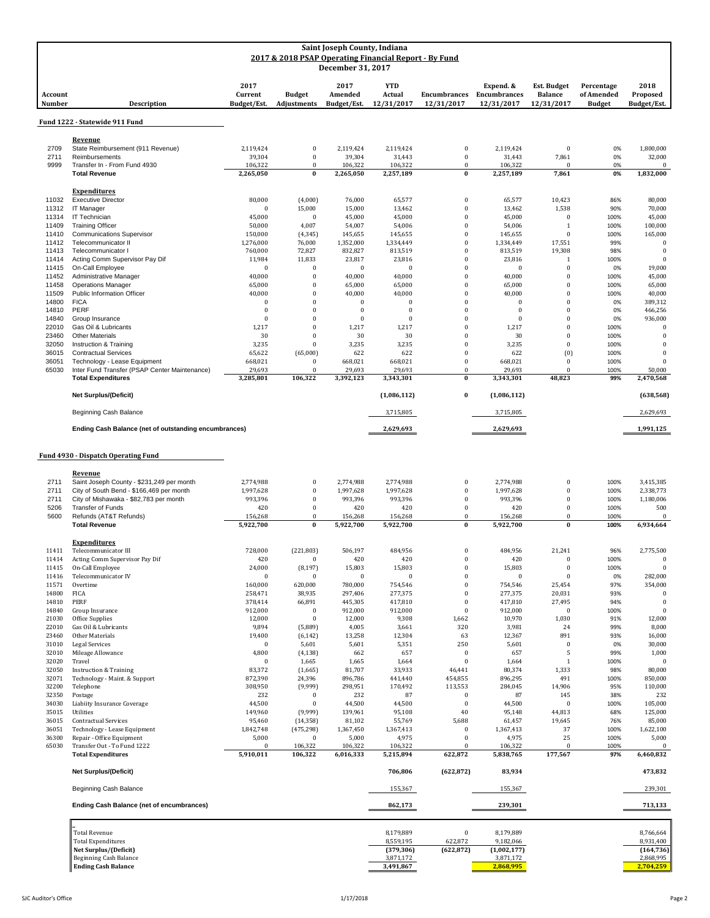# Saint Joseph County, Indiana
## 2017 & 2018 PSAP Operating Financial Report - By Fund
### December 31, 2017

| Account Number | Description | 2017 Current Budget/Est. | Budget Adjustments | 2017 Amended Budget/Est. | YTD Actual 12/31/2017 | Encumbrances 12/31/2017 | Expend. & Encumbrances 12/31/2017 | Est. Budget Balance 12/31/2017 | Percentage of Amended Budget | 2018 Proposed Budget/Est. |
|---|---|---|---|---|---|---|---|---|---|---|
| | **Fund 1222 - Statewide 911 Fund** | | | | | | | | | |
| | **Revenue** | | | | | | | | | |
| 2709 | State Reimbursement (911 Revenue) | 2,119,424 | 0 | 2,119,424 | 2,119,424 | 0 | 2,119,424 | 0 | 0% | 1,800,000 |
| 2711 | Reimbursements | 39,304 | 0 | 39,304 | 31,443 | 0 | 31,443 | 7,861 | 0% | 32,000 |
| 9999 | Transfer In - From Fund 4930 | 106,322 | 0 | 106,322 | 106,322 | 0 | 106,322 | 0 | 0% | 0 |
| | **Total Revenue** | **2,265,050** | **0** | **2,265,050** | **2,257,189** | **0** | **2,257,189** | **7,861** | **0%** | **1,832,000** |
| | **Expenditures** | | | | | | | | | |
| 11032 | Executive Director | 80,000 | (4,000) | 76,000 | 65,577 | 0 | 65,577 | 10,423 | 86% | 80,000 |
| 11312 | IT Manager | 0 | 15,000 | 15,000 | 13,462 | 0 | 13,462 | 1,538 | 90% | 70,000 |
| 11314 | IT Technician | 45,000 | 0 | 45,000 | 45,000 | 0 | 45,000 | 0 | 100% | 45,000 |
| 11409 | Training Officer | 50,000 | 4,007 | 54,007 | 54,006 | 0 | 54,006 | 1 | 100% | 100,000 |
| 11410 | Communications Supervisor | 150,000 | (4,345) | 145,655 | 145,655 | 0 | 145,655 | 0 | 100% | 165,000 |
| 11412 | Telecommunicator II | 1,276,000 | 76,000 | 1,352,000 | 1,334,449 | 0 | 1,334,449 | 17,551 | 99% | 0 |
| 11413 | Telecommunicator I | 760,000 | 72,827 | 832,827 | 813,519 | 0 | 813,519 | 19,308 | 98% | 0 |
| 11414 | Acting Comm Supervisor Pay Dif | 11,984 | 11,833 | 23,817 | 23,816 | 0 | 23,816 | 1 | 100% | 0 |
| 11415 | On-Call Employee | 0 | 0 | 0 | 0 | 0 | 0 | 0 | 0% | 19,000 |
| 11452 | Administrative Manager | 40,000 | 0 | 40,000 | 40,000 | 0 | 40,000 | 0 | 100% | 45,000 |
| 11458 | Operations Manager | 65,000 | 0 | 65,000 | 65,000 | 0 | 65,000 | 0 | 100% | 65,000 |
| 11509 | Public Information Officer | 40,000 | 0 | 40,000 | 40,000 | 0 | 40,000 | 0 | 100% | 40,000 |
| 14800 | FICA | 0 | 0 | 0 | 0 | 0 | 0 | 0 | 0% | 389,312 |
| 14810 | PERF | 0 | 0 | 0 | 0 | 0 | 0 | 0 | 0% | 466,256 |
| 14840 | Group Insurance | 0 | 0 | 0 | 0 | 0 | 0 | 0 | 0% | 936,000 |
| 22010 | Gas Oil & Lubricants | 1,217 | 0 | 1,217 | 1,217 | 0 | 1,217 | 0 | 100% | 0 |
| 23460 | Other Materials | 30 | 0 | 30 | 30 | 0 | 30 | 0 | 100% | 0 |
| 32050 | Instruction & Training | 3,235 | 0 | 3,235 | 3,235 | 0 | 3,235 | 0 | 100% | 0 |
| 36015 | Contractual Services | 65,622 | (65,000) | 622 | 622 | 0 | 622 | (0) | 100% | 0 |
| 36051 | Technology - Lease Equipment | 668,021 | 0 | 668,021 | 668,021 | 0 | 668,021 | 0 | 100% | 0 |
| 65030 | Inter Fund Transfer (PSAP Center Maintenance) | 29,693 | 0 | 29,693 | 29,693 | 0 | 29,693 | 0 | 100% | 50,000 |
| | **Total Expenditures** | **3,285,801** | **106,322** | **3,392,123** | **3,343,301** | **0** | **3,343,301** | **48,823** | **99%** | **2,470,568** |
| | **Net Surplus/(Deficit)** | | | | **(1,086,112)** | **0** | **(1,086,112)** | | | **(638,568)** |
| | Beginning Cash Balance | | | | 3,715,805 | | 3,715,805 | | | 2,629,693 |
| | **Ending Cash Balance (net of outstanding encumbrances)** | | | | **2,629,693** | | **2,629,693** | | | **1,991,125** |
| | **Fund 4930 - Dispatch Operating Fund** | | | | | | | | | |
| | **Revenue** | | | | | | | | | |
| 2711 | Saint Joseph County - $231,249 per month | 2,774,988 | 0 | 2,774,988 | 2,774,988 | 0 | 2,774,988 | 0 | 100% | 3,415,385 |
| 2711 | City of South Bend - $166,469 per month | 1,997,628 | 0 | 1,997,628 | 1,997,628 | 0 | 1,997,628 | 0 | 100% | 2,338,773 |
| 2711 | City of Mishawaka - $82,783 per month | 993,396 | 0 | 993,396 | 993,396 | 0 | 993,396 | 0 | 100% | 1,180,006 |
| 5206 | Transfer of Funds | 420 | 0 | 420 | 420 | 0 | 420 | 0 | 100% | 500 |
| 5600 | Refunds (AT&T Refunds) | 156,268 | 0 | 156,268 | 156,268 | 0 | 156,268 | 0 | 100% | 0 |
| | **Total Revenue** | **5,922,700** | **0** | **5,922,700** | **5,922,700** | **0** | **5,922,700** | **0** | **100%** | **6,934,664** |
| | **Expenditures** | | | | | | | | | |
| 11411 | Telecommunicator III | 728,000 | (221,803) | 506,197 | 484,956 | 0 | 484,956 | 21,241 | 96% | 2,775,500 |
| 11414 | Acting Comm Supervisor Pay Dif | 420 | 0 | 420 | 420 | 0 | 420 | 0 | 100% | 0 |
| 11415 | On-Call Employee | 24,000 | (8,197) | 15,803 | 15,803 | 0 | 15,803 | 0 | 100% | 0 |
| 11416 | Telecommunicator IV | 0 | 0 | 0 | 0 | 0 | 0 | 0 | 0% | 282,000 |
| 11571 | Overtime | 160,000 | 620,000 | 780,000 | 754,546 | 0 | 754,546 | 25,454 | 97% | 354,000 |
| 14800 | FICA | 258,471 | 38,935 | 297,406 | 277,375 | 0 | 277,375 | 20,031 | 93% | 0 |
| 14810 | PERF | 378,414 | 66,891 | 445,305 | 417,810 | 0 | 417,810 | 27,495 | 94% | 0 |
| 14840 | Group Insurance | 912,000 | 0 | 912,000 | 912,000 | 0 | 912,000 | 0 | 100% | 0 |
| 21030 | Office Supplies | 12,000 | 0 | 12,000 | 9,308 | 1,662 | 10,970 | 1,030 | 91% | 12,000 |
| 22010 | Gas Oil & Lubricants | 9,894 | (5,889) | 4,005 | 3,661 | 320 | 3,981 | 24 | 99% | 8,000 |
| 23460 | Other Materials | 19,400 | (6,142) | 13,258 | 12,304 | 63 | 12,367 | 891 | 93% | 16,000 |
| 31010 | Legal Services | 0 | 5,601 | 5,601 | 5,351 | 250 | 5,601 | 0 | 0% | 30,000 |
| 32010 | Mileage Allowance | 4,800 | (4,138) | 662 | 657 | 0 | 657 | 5 | 99% | 1,000 |
| 32020 | Travel | 0 | 1,665 | 1,665 | 1,664 | 0 | 1,664 | 1 | 100% | 0 |
| 32050 | Instruction & Training | 83,372 | (1,665) | 81,707 | 33,933 | 46,441 | 80,374 | 1,333 | 98% | 80,000 |
| 32071 | Technology - Maint. & Support | 872,390 | 24,396 | 896,786 | 441,440 | 454,855 | 896,295 | 491 | 100% | 850,000 |
| 32200 | Telephone | 308,950 | (9,999) | 298,951 | 170,492 | 113,553 | 284,045 | 14,906 | 95% | 110,000 |
| 32350 | Postage | 232 | 0 | 232 | 87 | 0 | 87 | 145 | 38% | 232 |
| 34030 | Liability Insurance Coverage | 44,500 | 0 | 44,500 | 44,500 | 0 | 44,500 | 0 | 100% | 105,000 |
| 35015 | Utilities | 149,960 | (9,999) | 139,961 | 95,108 | 40 | 95,148 | 44,813 | 68% | 125,000 |
| 36015 | Contractual Services | 95,460 | (14,358) | 81,102 | 55,769 | 5,688 | 61,457 | 19,645 | 76% | 85,000 |
| 36051 | Technology - Lease Equipment | 1,842,748 | (475,298) | 1,367,450 | 1,367,413 | 0 | 1,367,413 | 37 | 100% | 1,622,100 |
| 36300 | Repair - Office Equipment | 5,000 | 0 | 5,000 | 4,975 | 0 | 4,975 | 25 | 100% | 5,000 |
| 65030 | Transfer Out - To Fund 1222 | 0 | 106,322 | 106,322 | 106,322 | 0 | 106,322 | 0 | 100% | 0 |
| | **Total Expenditures** | **5,910,011** | **106,322** | **6,016,333** | **5,215,894** | **622,872** | **5,838,765** | **177,567** | **97%** | **6,460,832** |
| | **Net Surplus/(Deficit)** | | | | **706,806** | **(622,872)** | **83,934** | | | **473,832** |
| | Beginning Cash Balance | | | | 155,367 | | 155,367 | | | 239,301 |
| | **Ending Cash Balance (net of encumbrances)** | | | | **862,173** | | **239,301** | | | **713,133** |
| | Total Revenue | | | | 8,179,889 | 0 | 8,179,889 | | | 8,766,664 |
| | Total Expenditures | | | | 8,559,195 | 622,872 | 9,182,066 | | | 8,931,400 |
| | **Net Surplus/(Deficit)** | | | | **(379,306)** | **(622,872)** | **(1,002,177)** | | | **(164,736)** |
| | Beginning Cash Balance | | | | 3,871,172 | | 3,871,172 | | | 2,868,995 |
| | **Ending Cash Balance** | | | | **3,491,867** | | **2,868,995** | | | **2,704,259** |

SJC Auditor's Office 1/17/2018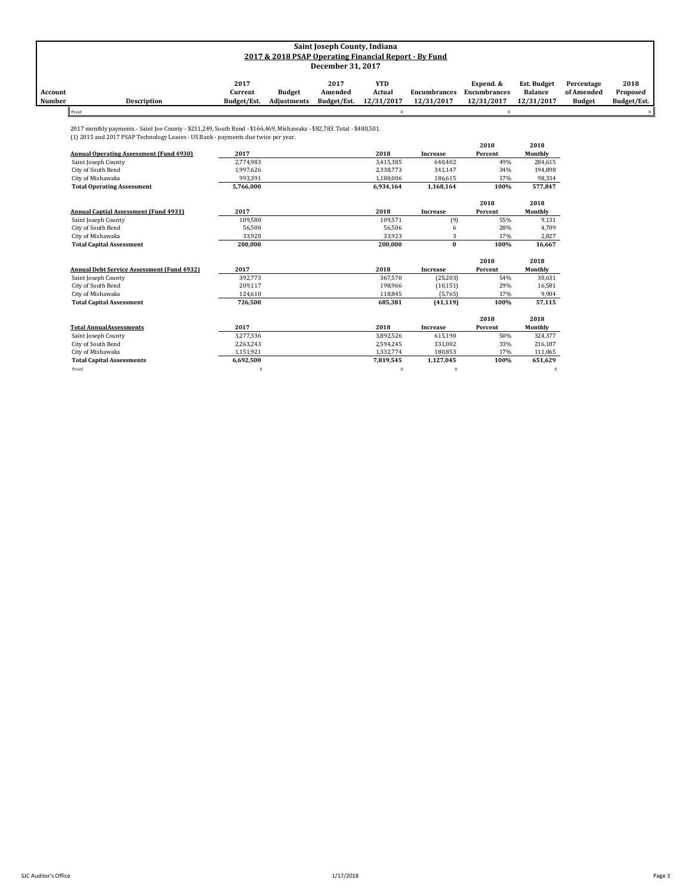# Saint Joseph County, Indiana

## 2017 & 2018 PSAP Operating Financial Report - By Fund

### December 31, 2017

| Account Number | Description | 2017 Current Budget/Est. | Budget Adjustments | 2017 Amended Budget/Est. | YTD Actual 12/31/2017 | Encumbrances 12/31/2017 | Expend. & Encumbrances 12/31/2017 | Est. Budget Balance 12/31/2017 | Percentage of Amended Budget | 2018 Proposed Budget/Est. |
|---|---|---|---|---|---|---|---|---|---|---|
| | Proof | | | | 0 | | 0 | | | 0 |

2017 monthly payments - Saint Joe County - $231,249, South Bend - $166,469, Mishawaka - $82,783. Total - $480,501.
(1) 2015 and 2017 PSAP Technology Leases - US Bank - payments due twice per year.

| Annual Operating Assessment (Fund 4930) | 2017 | 2018 | Increase | 2018 Percent | 2018 Monthly |
|---|---|---|---|---|---|
| Saint Joseph County | 2,774,983 | 3,415,385 | 640,402 | 49% | 284,615 |
| City of South Bend | 1,997,626 | 2,338,773 | 341,147 | 34% | 194,898 |
| City of Mishawaka | 993,391 | 1,180,006 | 186,615 | 17% | 98,334 |
| **Total Operating Assessment** | **5,766,000** | **6,934,164** | **1,168,164** | **100%** | **577,847** |

| Annual Captial Assessment (Fund 4931) | 2017 | 2018 | Increase | 2018 Percent | 2018 Monthly |
|---|---|---|---|---|---|
| Saint Joseph County | 109,580 | 109,571 | (9) | 55% | 9,131 |
| City of South Bend | 56,500 | 56,506 | 6 | 28% | 4,709 |
| City of Mishawaka | 33,920 | 33,923 | 3 | 17% | 2,827 |
| **Total Capital Assessment** | **200,000** | **200,000** | **0** | **100%** | **16,667** |

| Annual Debt Service Assessment (Fund 4932) | 2017 | 2018 | Increase | 2018 Percent | 2018 Monthly |
|---|---|---|---|---|---|
| Saint Joseph County | 392,773 | 367,570 | (25,203) | 54% | 30,631 |
| City of South Bend | 209,117 | 198,966 | (10,151) | 29% | 16,581 |
| City of Mishawaka | 124,610 | 118,845 | (5,765) | 17% | 9,904 |
| **Total Capital Assessment** | **726,500** | **685,381** | **(41,119)** | **100%** | **57,115** |

| Total AnnualAssessments | 2017 | 2018 | Increase | 2018 Percent | 2018 Monthly |
|---|---|---|---|---|---|
| Saint Joseph County | 3,277,336 | 3,892,526 | 615,190 | 50% | 324,377 |
| City of South Bend | 2,263,243 | 2,594,245 | 331,002 | 33% | 216,187 |
| City of Mishawaka | 1,151,921 | 1,332,774 | 180,853 | 17% | 111,065 |
| **Total Capital Assessments** | **6,692,500** | **7,819,545** | **1,127,045** | **100%** | **651,629** |
| Proof | 0 | 0 | 0 | | 0 |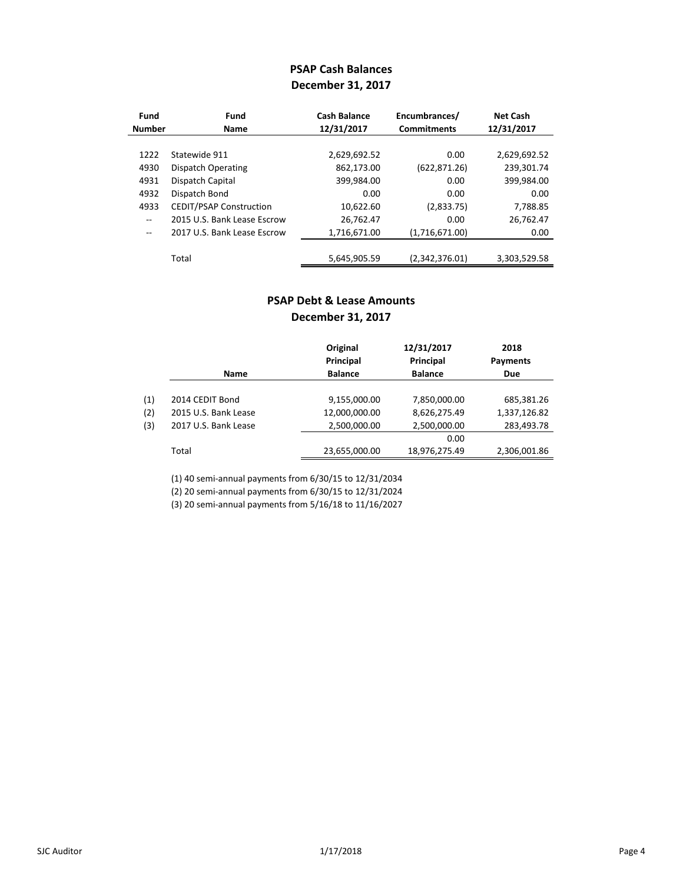## PSAP Cash Balances
## December 31, 2017

| Fund Number | Fund Name | Cash Balance 12/31/2017 | Encumbrances/ Commitments | Net Cash 12/31/2017 |
|---|---|---|---|---|
| 1222 | Statewide 911 | 2,629,692.52 | 0.00 | 2,629,692.52 |
| 4930 | Dispatch Operating | 862,173.00 | (622,871.26) | 239,301.74 |
| 4931 | Dispatch Capital | 399,984.00 | 0.00 | 399,984.00 |
| 4932 | Dispatch Bond | 0.00 | 0.00 | 0.00 |
| 4933 | CEDIT/PSAP Construction | 10,622.60 | (2,833.75) | 7,788.85 |
| -- | 2015 U.S. Bank Lease Escrow | 26,762.47 | 0.00 | 26,762.47 |
| -- | 2017 U.S. Bank Lease Escrow | 1,716,671.00 | (1,716,671.00) | 0.00 |
| | Total | 5,645,905.59 | (2,342,376.01) | 3,303,529.58 |

## PSAP Debt & Lease Amounts
## December 31, 2017

| | Name | Original Principal Balance | 12/31/2017 Principal Balance | 2018 Payments Due |
|---|---|---|---|---|
| (1) | 2014 CEDIT Bond | 9,155,000.00 | 7,850,000.00 | 685,381.26 |
| (2) | 2015 U.S. Bank Lease | 12,000,000.00 | 8,626,275.49 | 1,337,126.82 |
| (3) | 2017 U.S. Bank Lease | 2,500,000.00 | 2,500,000.00 | 283,493.78 |
| | | | 0.00 | |
| | Total | 23,655,000.00 | 18,976,275.49 | 2,306,001.86 |

(1) 40 semi-annual payments from 6/30/15 to 12/31/2034

(2) 20 semi-annual payments from 6/30/15 to 12/31/2024

(3) 20 semi-annual payments from 5/16/18 to 11/16/2027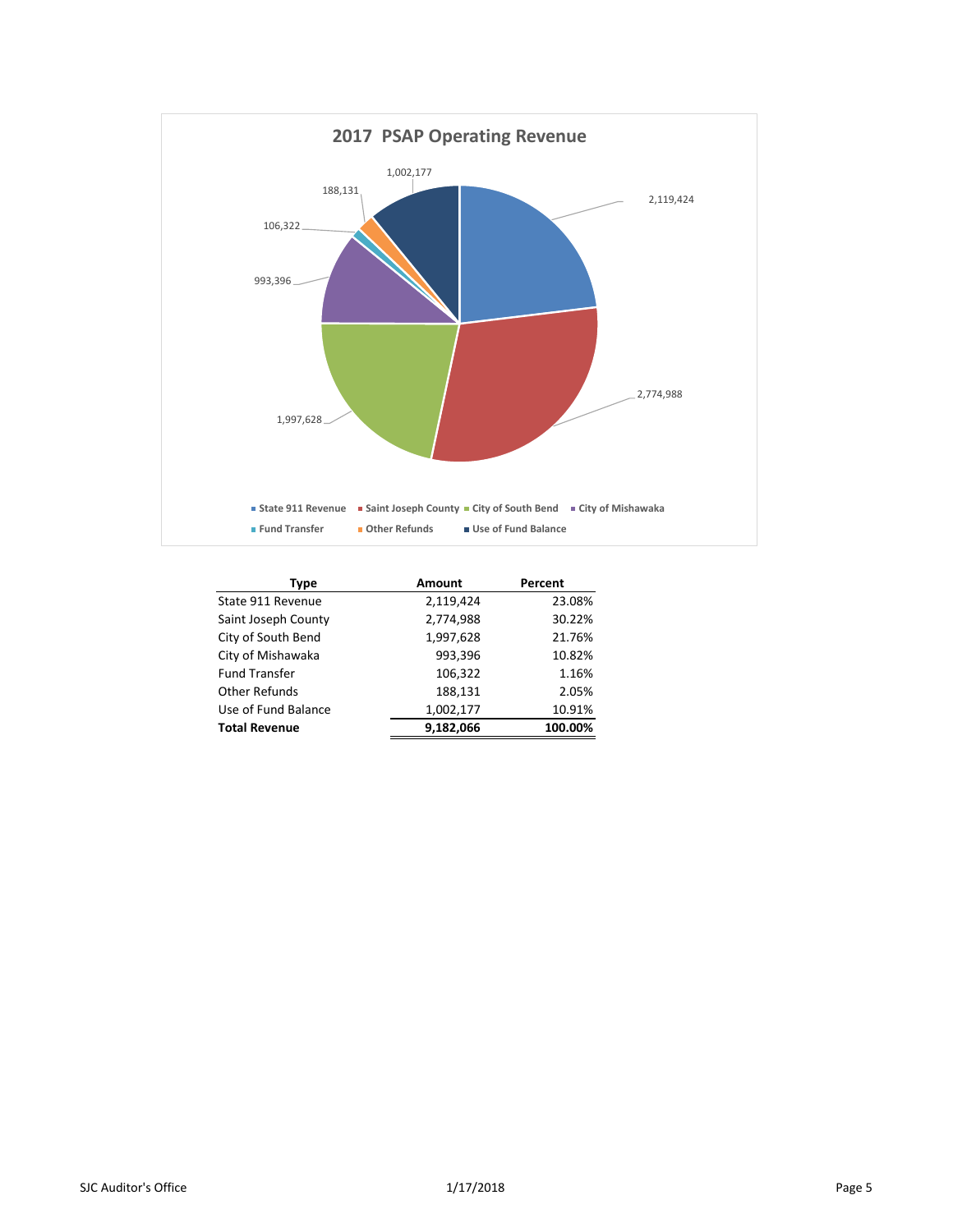## 2017 PSAP Operating Revenue

| Type | Amount | Percent |
|---|---|---|
| State 911 Revenue | 2,119,424 | 23.08% |
| Saint Joseph County | 2,774,988 | 30.22% |
| City of South Bend | 1,997,628 | 21.76% |
| City of Mishawaka | 993,396 | 10.82% |
| Fund Transfer | 106,322 | 1.16% |
| Other Refunds | 188,131 | 2.05% |
| Use of Fund Balance | 1,002,177 | 10.91% |
| **Total Revenue** | **9,182,066** | **100.00%** |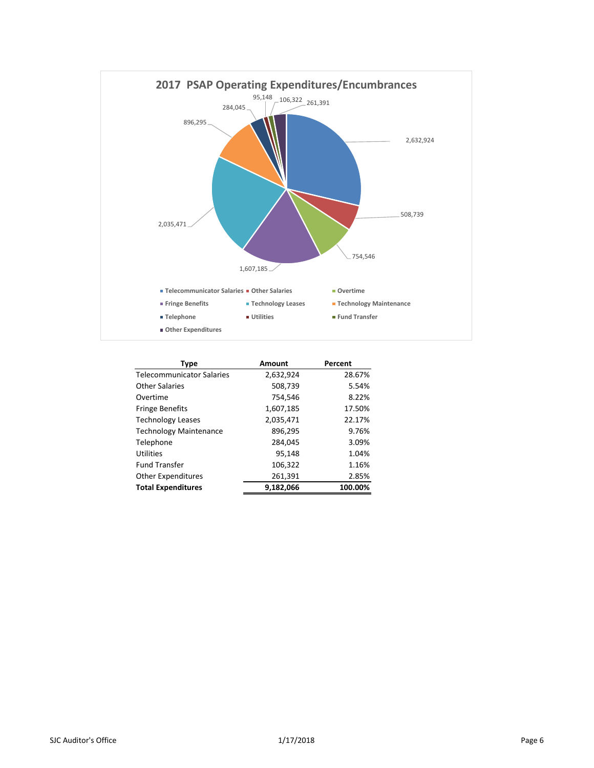## 2017 PSAP Operating Expenditures/Encumbrances

95,148
106,322
261,391
284,045
896,295
2,632,924
508,739
754,546
1,607,185
2,035,471

Telecommunicator Salaries
Other Salaries
Overtime
Fringe Benefits
Technology Leases
Technology Maintenance
Telephone
Utilities
Fund Transfer
Other Expenditures

| Type | Amount | Percent |
|---|---|---|
| Telecommunicator Salaries | 2,632,924 | 28.67% |
| Other Salaries | 508,739 | 5.54% |
| Overtime | 754,546 | 8.22% |
| Fringe Benefits | 1,607,185 | 17.50% |
| Technology Leases | 2,035,471 | 22.17% |
| Technology Maintenance | 896,295 | 9.76% |
| Telephone | 284,045 | 3.09% |
| Utilities | 95,148 | 1.04% |
| Fund Transfer | 106,322 | 1.16% |
| Other Expenditures | 261,391 | 2.85% |
| **Total Expenditures** | **9,182,066** | **100.00%** |